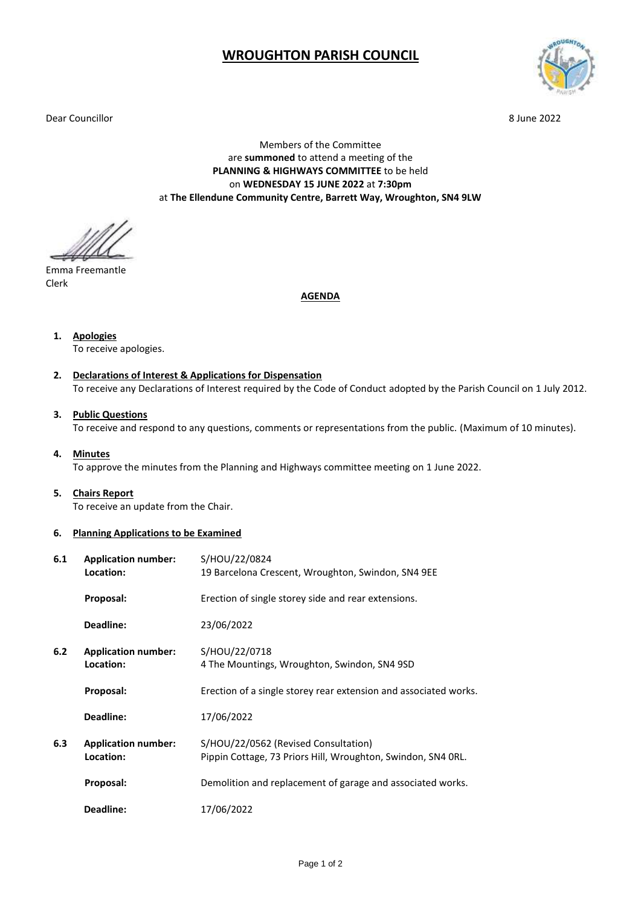# WROUGHTON PARISH COUNCIL

Dear Councillor

8 June 2022

Members of the Committee
are **summoned** to attend a meeting of the
**PLANNING & HIGHWAYS COMMITTEE** to be held
on **WEDNESDAY 15 JUNE 2022** at **7:30pm**
at **The Ellendune Community Centre, Barrett Way, Wroughton, SN4 9LW**

Emma Freemantle
Clerk

## AGENDA

1. **Apologies**
   To receive apologies.

2. **Declarations of Interest & Applications for Dispensation**
   To receive any Declarations of Interest required by the Code of Conduct adopted by the Parish Council on 1 July 2012.

3. **Public Questions**
   To receive and respond to any questions, comments or representations from the public. (Maximum of 10 minutes).

4. **Minutes**
   To approve the minutes from the Planning and Highways committee meeting on 1 June 2022.

5. **Chairs Report**
   To receive an update from the Chair.

6. **Planning Applications to be Examined**

**6.1**
**Application number:** S/HOU/22/0824
**Location:** 19 Barcelona Crescent, Wroughton, Swindon, SN4 9EE
**Proposal:** Erection of single storey side and rear extensions.
**Deadline:** 23/06/2022

**6.2**
**Application number:** S/HOU/22/0718
**Location:** 4 The Mountings, Wroughton, Swindon, SN4 9SD
**Proposal:** Erection of a single storey rear extension and associated works.
**Deadline:** 17/06/2022

**6.3**
**Application number:** S/HOU/22/0562 (Revised Consultation)
**Location:** Pippin Cottage, 73 Priors Hill, Wroughton, Swindon, SN4 0RL.
**Proposal:** Demolition and replacement of garage and associated works.
**Deadline:** 17/06/2022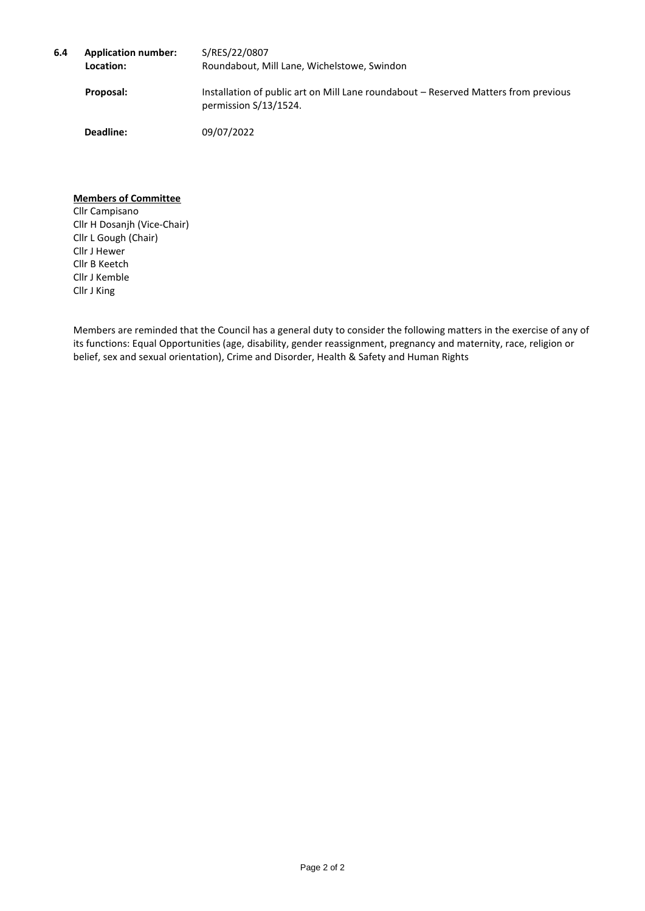**6.4** **Application number:** S/RES/22/0807

**Location:** Roundabout, Mill Lane, Wichelstowe, Swindon

**Proposal:** Installation of public art on Mill Lane roundabout – Reserved Matters from previous permission S/13/1524.

**Deadline:** 09/07/2022

**Members of Committee**

Cllr Campisano
Cllr H Dosanjh (Vice-Chair)
Cllr L Gough (Chair)
Cllr J Hewer
Cllr B Keetch
Cllr J Kemble
Cllr J King

Members are reminded that the Council has a general duty to consider the following matters in the exercise of any of its functions: Equal Opportunities (age, disability, gender reassignment, pregnancy and maternity, race, religion or belief, sex and sexual orientation), Crime and Disorder, Health & Safety and Human Rights